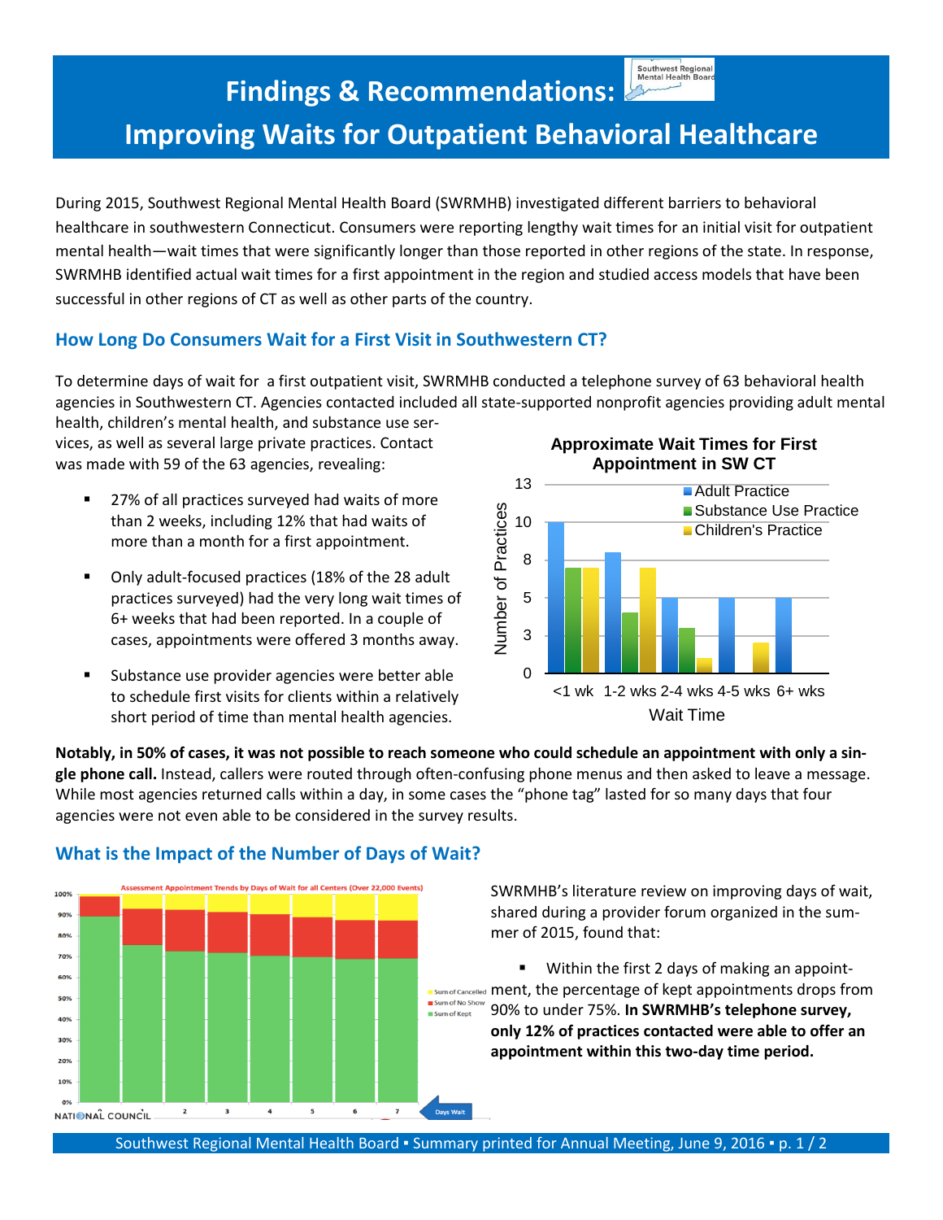# Findings & Recommendations: Improving Waits for Outpatient Behavioral Healthcare

During 2015, Southwest Regional Mental Health Board (SWRMHB) investigated different barriers to behavioral healthcare in southwestern Connecticut. Consumers were reporting lengthy wait times for an initial visit for outpatient mental health—wait times that were significantly longer than those reported in other regions of the state. In response, SWRMHB identified actual wait times for a first appointment in the region and studied access models that have been successful in other regions of CT as well as other parts of the country.

## How Long Do Consumers Wait for a First Visit in Southwestern CT?

To determine days of wait for a first outpatient visit, SWRMHB conducted a telephone survey of 63 behavioral health agencies in Southwestern CT. Agencies contacted included all state-supported nonprofit agencies providing adult mental health, children's mental health, and substance use services, as well as several large private practices. Contact was made with 59 of the 63 agencies, revealing:

- 27% of all practices surveyed had waits of more than 2 weeks, including 12% that had waits of more than a month for a first appointment.
- Only adult-focused practices (18% of the 28 adult practices surveyed) had the very long wait times of 6+ weeks that had been reported. In a couple of cases, appointments were offered 3 months away.
- Substance use provider agencies were better able to schedule first visits for clients within a relatively short period of time than mental health agencies.

**Notably, in 50% of cases, it was not possible to reach someone who could schedule an appointment with only a single phone call.** Instead, callers were routed through often-confusing phone menus and then asked to leave a message. While most agencies returned calls within a day, in some cases the "phone tag" lasted for so many days that four agencies were not even able to be considered in the survey results.

## What is the Impact of the Number of Days of Wait?

SWRMHB's literature review on improving days of wait, shared during a provider forum organized in the summer of 2015, found that:

- Within the first 2 days of making an appointment, the percentage of kept appointments drops from 90% to under 75%. **In SWRMHB's telephone survey, only 12% of practices contacted were able to offer an appointment within this two-day time period.**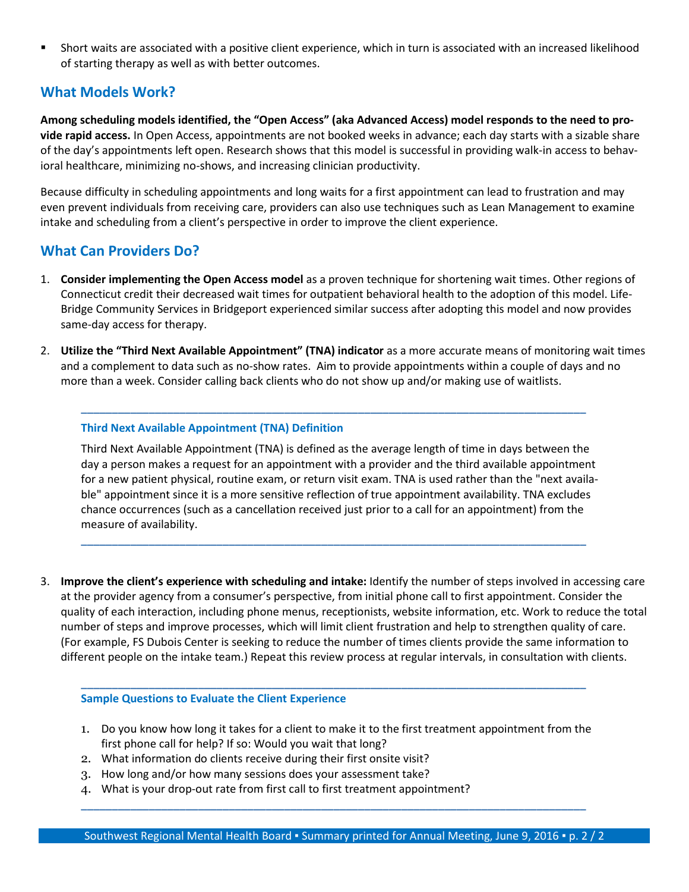- Short waits are associated with a positive client experience, which in turn is associated with an increased likelihood of starting therapy as well as with better outcomes.

## What Models Work?

**Among scheduling models identified, the "Open Access" (aka Advanced Access) model responds to the need to provide rapid access.** In Open Access, appointments are not booked weeks in advance; each day starts with a sizable share of the day's appointments left open. Research shows that this model is successful in providing walk-in access to behavioral healthcare, minimizing no-shows, and increasing clinician productivity.

Because difficulty in scheduling appointments and long waits for a first appointment can lead to frustration and may even prevent individuals from receiving care, providers can also use techniques such as Lean Management to examine intake and scheduling from a client's perspective in order to improve the client experience.

## What Can Providers Do?

1. **Consider implementing the Open Access model** as a proven technique for shortening wait times. Other regions of Connecticut credit their decreased wait times for outpatient behavioral health to the adoption of this model. LifeBridge Community Services in Bridgeport experienced similar success after adopting this model and now provides same-day access for therapy.

2. **Utilize the "Third Next Available Appointment" (TNA) indicator** as a more accurate means of monitoring wait times and a complement to data such as no-show rates. Aim to provide appointments within a couple of days and no more than a week. Consider calling back clients who do not show up and/or making use of waitlists.

---

### Third Next Available Appointment (TNA) Definition

Third Next Available Appointment (TNA) is defined as the average length of time in days between the day a person makes a request for an appointment with a provider and the third available appointment for a new patient physical, routine exam, or return visit exam. TNA is used rather than the "next available" appointment since it is a more sensitive reflection of true appointment availability. TNA excludes chance occurrences (such as a cancellation received just prior to a call for an appointment) from the measure of availability.

---

3. **Improve the client's experience with scheduling and intake:** Identify the number of steps involved in accessing care at the provider agency from a consumer's perspective, from initial phone call to first appointment. Consider the quality of each interaction, including phone menus, receptionists, website information, etc. Work to reduce the total number of steps and improve processes, which will limit client frustration and help to strengthen quality of care. (For example, FS Dubois Center is seeking to reduce the number of times clients provide the same information to different people on the intake team.) Repeat this review process at regular intervals, in consultation with clients.

---

### Sample Questions to Evaluate the Client Experience

1. Do you know how long it takes for a client to make it to the first treatment appointment from the first phone call for help? If so: Would you wait that long?
2. What information do clients receive during their first onsite visit?
3. How long and/or how many sessions does your assessment take?
4. What is your drop-out rate from first call to first treatment appointment?

---

Southwest Regional Mental Health Board ▪ Summary printed for Annual Meeting, June 9, 2016